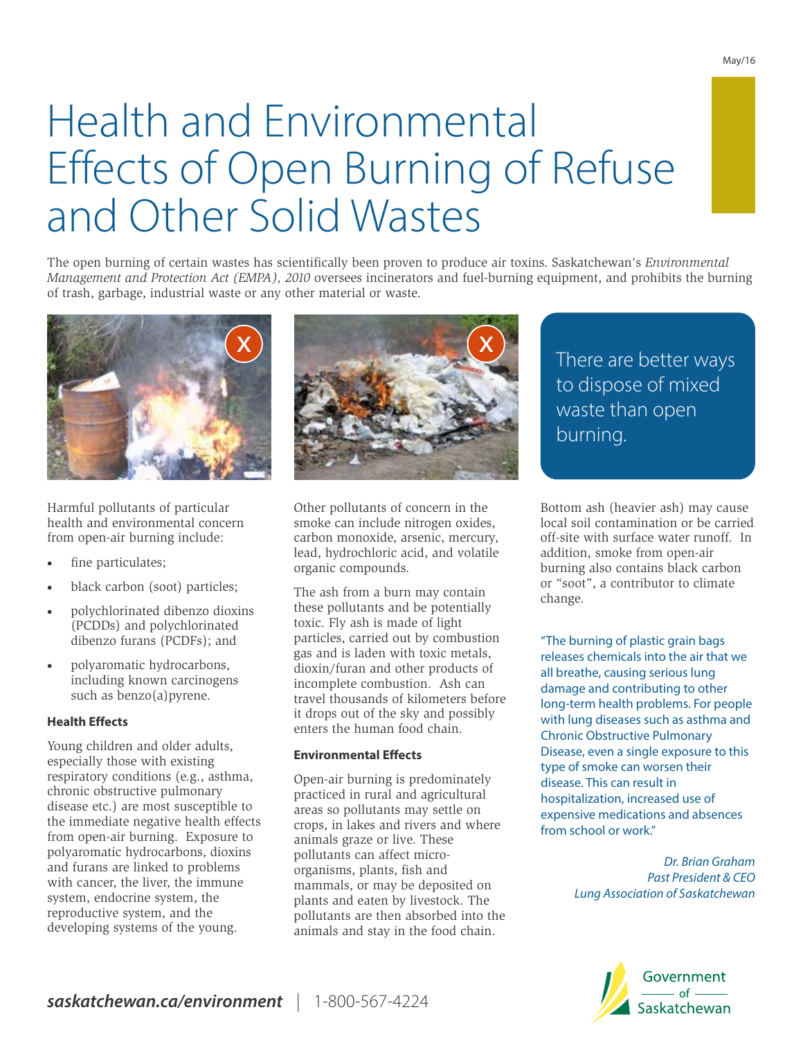# Health and Environmental Effects of Open Burning of Refuse and Other Solid Wastes

The open burning of certain wastes has scientifically been proven to produce air toxins. Saskatchewan's *Environmental Management and Protection Act (EMPA), 2010* oversees incinerators and fuel-burning equipment, and prohibits the burning of trash, garbage, industrial waste or any other material or waste.

There are better ways to dispose of mixed waste than open burning.

Harmful pollutants of particular health and environmental concern from open-air burning include:

- fine particulates;
- black carbon (soot) particles;
- polychlorinated dibenzo dioxins (PCDDs) and polychlorinated dibenzo furans (PCDFs); and
- polyaromatic hydrocarbons, including known carcinogens such as benzo(a)pyrene.

**Health Effects**

Young children and older adults, especially those with existing respiratory conditions (e.g., asthma, chronic obstructive pulmonary disease etc.) are most susceptible to the immediate negative health effects from open-air burning. Exposure to polyaromatic hydrocarbons, dioxins and furans are linked to problems with cancer, the liver, the immune system, endocrine system, the reproductive system, and the developing systems of the young.

Other pollutants of concern in the smoke can include nitrogen oxides, carbon monoxide, arsenic, mercury, lead, hydrochloric acid, and volatile organic compounds.

The ash from a burn may contain these pollutants and be potentially toxic. Fly ash is made of light particles, carried out by combustion gas and is laden with toxic metals, dioxin/furan and other products of incomplete combustion. Ash can travel thousands of kilometers before it drops out of the sky and possibly enters the human food chain.

**Environmental Effects**

Open-air burning is predominately practiced in rural and agricultural areas so pollutants may settle on crops, in lakes and rivers and where animals graze or live. These pollutants can affect micro-organisms, plants, fish and mammals, or may be deposited on plants and eaten by livestock. The pollutants are then absorbed into the animals and stay in the food chain.

Bottom ash (heavier ash) may cause local soil contamination or be carried off-site with surface water runoff. In addition, smoke from open-air burning also contains black carbon or "soot", a contributor to climate change.

"The burning of plastic grain bags releases chemicals into the air that we all breathe, causing serious lung damage and contributing to other long-term health problems. For people with lung diseases such as asthma and Chronic Obstructive Pulmonary Disease, even a single exposure to this type of smoke can worsen their disease. This can result in hospitalization, increased use of expensive medications and absences from school or work."

*Dr. Brian Graham*
*Past President & CEO*
*Lung Association of Saskatchewan*

***saskatchewan.ca/environment*** | 1-800-567-4224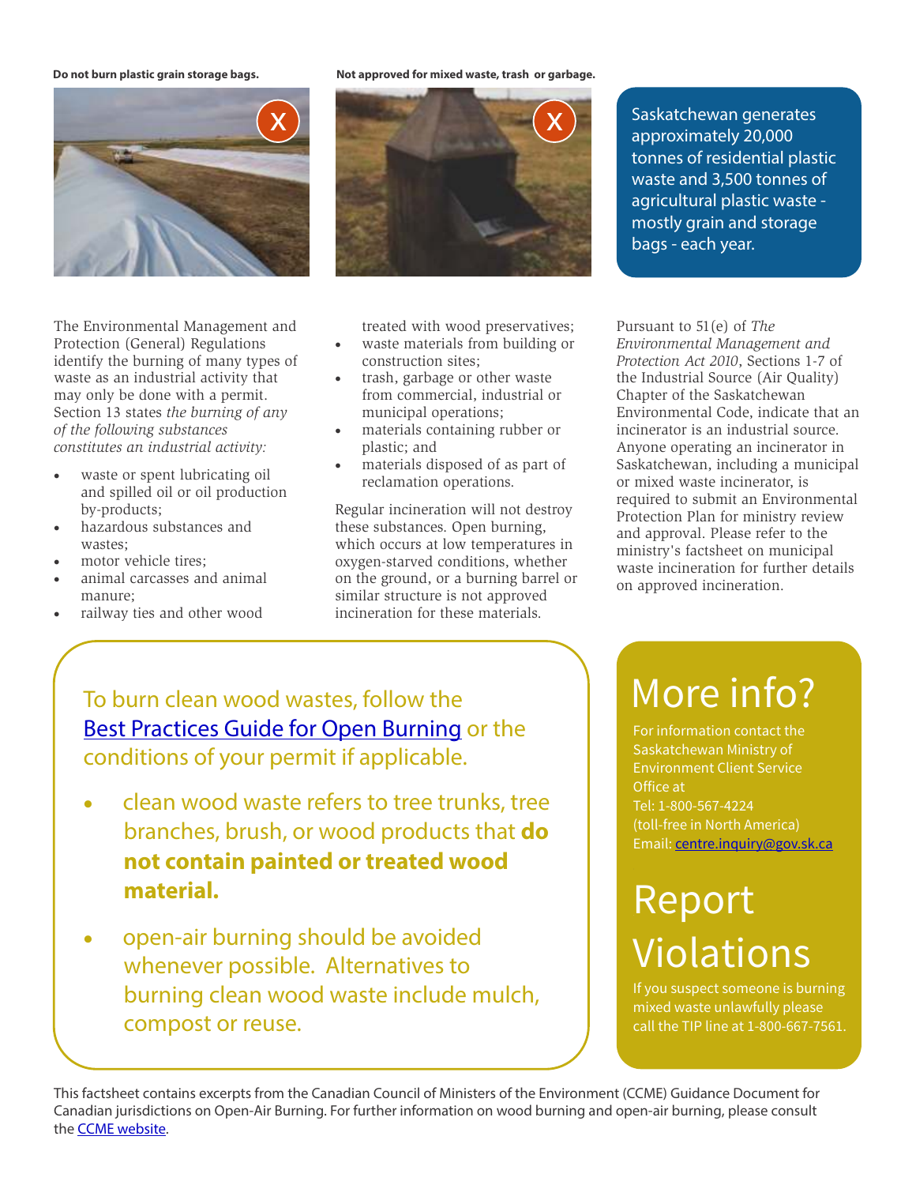**Do not burn plastic grain storage bags.**

**Not approved for mixed waste, trash or garbage.**

Saskatchewan generates approximately 20,000 tonnes of residential plastic waste and 3,500 tonnes of agricultural plastic waste - mostly grain and storage bags - each year.

The Environmental Management and Protection (General) Regulations identify the burning of many types of waste as an industrial activity that may only be done with a permit. Section 13 states *the burning of any of the following substances constitutes an industrial activity:*

- waste or spent lubricating oil and spilled oil or oil production by-products;
- hazardous substances and wastes;
- motor vehicle tires;
- animal carcasses and animal manure;
- railway ties and other wood treated with wood preservatives;
- waste materials from building or construction sites;
- trash, garbage or other waste from commercial, industrial or municipal operations;
- materials containing rubber or plastic; and
- materials disposed of as part of reclamation operations.

Regular incineration will not destroy these substances. Open burning, which occurs at low temperatures in oxygen-starved conditions, whether on the ground, or a burning barrel or similar structure is not approved incineration for these materials.

Pursuant to 51(e) of *The Environmental Management and Protection Act 2010*, Sections 1-7 of the Industrial Source (Air Quality) Chapter of the Saskatchewan Environmental Code, indicate that an incinerator is an industrial source. Anyone operating an incinerator in Saskatchewan, including a municipal or mixed waste incinerator, is required to submit an Environmental Protection Plan for ministry review and approval. Please refer to the ministry's factsheet on municipal waste incineration for further details on approved incineration.

To burn clean wood wastes, follow the [Best Practices Guide for Open Burning]() or the conditions of your permit if applicable.

- clean wood waste refers to tree trunks, tree branches, brush, or wood products that **do not contain painted or treated wood material.**
- open-air burning should be avoided whenever possible. Alternatives to burning clean wood waste include mulch, compost or reuse.

# More info?

For information contact the Saskatchewan Ministry of Environment Client Service Office at
Tel: 1-800-567-4224
(toll-free in North America)
Email: centre.inquiry@gov.sk.ca

# Report Violations

If you suspect someone is burning mixed waste unlawfully please call the TIP line at 1-800-667-7561.

This factsheet contains excerpts from the Canadian Council of Ministers of the Environment (CCME) Guidance Document for Canadian jurisdictions on Open-Air Burning. For further information on wood burning and open-air burning, please consult the [CCME website]().